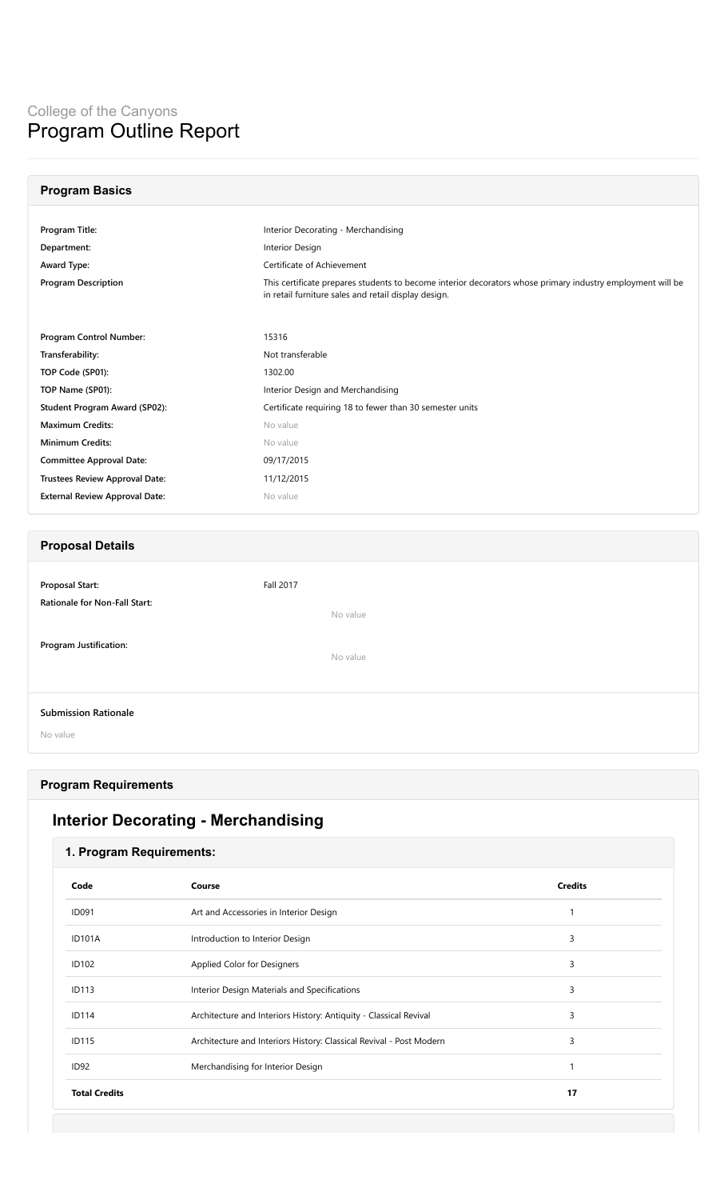College of the Canyons

# Program Outline Report

## Program Basics

| | |
|---|---|
| **Program Title:** | Interior Decorating - Merchandising |
| **Department:** | Interior Design |
| **Award Type:** | Certificate of Achievement |
| **Program Description** | This certificate prepares students to become interior decorators whose primary industry employment will be in retail furniture sales and retail display design. |
| **Program Control Number:** | 15316 |
| **Transferability:** | Not transferable |
| **TOP Code (SP01):** | 1302.00 |
| **TOP Name (SP01):** | Interior Design and Merchandising |
| **Student Program Award (SP02):** | Certificate requiring 18 to fewer than 30 semester units |
| **Maximum Credits:** | No value |
| **Minimum Credits:** | No value |
| **Committee Approval Date:** | 09/17/2015 |
| **Trustees Review Approval Date:** | 11/12/2015 |
| **External Review Approval Date:** | No value |

## Proposal Details

| | |
|---|---|
| **Proposal Start:** | Fall 2017 |
| **Rationale for Non-Fall Start:** | No value |
| **Program Justification:** | No value |

**Submission Rationale**

No value

## Program Requirements

# Interior Decorating - Merchandising

### 1. Program Requirements:

| Code | Course | Credits |
|---|---|---|
| ID091 | Art and Accessories in Interior Design | 1 |
| ID101A | Introduction to Interior Design | 3 |
| ID102 | Applied Color for Designers | 3 |
| ID113 | Interior Design Materials and Specifications | 3 |
| ID114 | Architecture and Interiors History: Antiquity - Classical Revival | 3 |
| ID115 | Architecture and Interiors History: Classical Revival - Post Modern | 3 |
| ID92 | Merchandising for Interior Design | 1 |
| **Total Credits** | | **17** |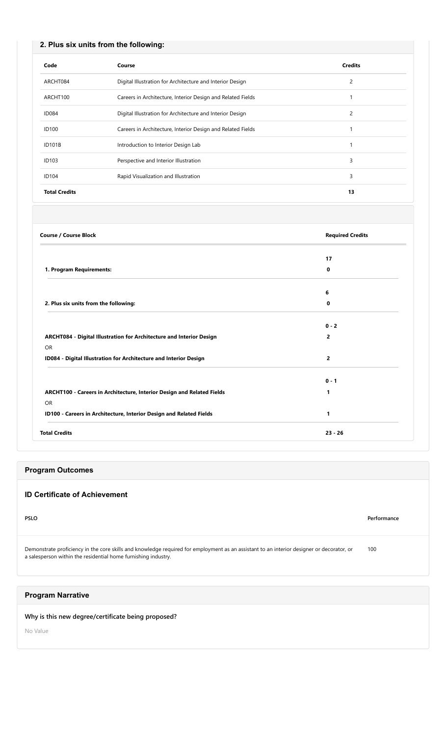## 2. Plus six units from the following:

| Code | Course | Credits |
| --- | --- | --- |
| ARCHT084 | Digital Illustration for Architecture and Interior Design | 2 |
| ARCHT100 | Careers in Architecture, Interior Design and Related Fields | 1 |
| ID084 | Digital Illustration for Architecture and Interior Design | 2 |
| ID100 | Careers in Architecture, Interior Design and Related Fields | 1 |
| ID101B | Introduction to Interior Design Lab | 1 |
| ID103 | Perspective and Interior Illustration | 3 |
| ID104 | Rapid Visualization and Illustration | 3 |
| **Total Credits** | | **13** |

| Course / Course Block | Required Credits |
| --- | --- |
| | **17** |
| **1. Program Requirements:** | **0** |
| | **6** |
| **2. Plus six units from the following:** | **0** |
| | **0 - 2** |
| **ARCHT084 - Digital Illustration for Architecture and Interior Design** | **2** |
| OR | |
| **ID084 - Digital Illustration for Architecture and Interior Design** | **2** |
| | **0 - 1** |
| **ARCHT100 - Careers in Architecture, Interior Design and Related Fields** | **1** |
| OR | |
| **ID100 - Careers in Architecture, Interior Design and Related Fields** | **1** |
| **Total Credits** | **23 - 26** |

## Program Outcomes

### ID Certificate of Achievement

| PSLO | Performance |
| --- | --- |
| Demonstrate proficiency in the core skills and knowledge required for employment as an assistant to an interior designer or decorator, or a salesperson within the residential home furnishing industry. | 100 |

## Program Narrative

**Why is this new degree/certificate being proposed?**

No Value